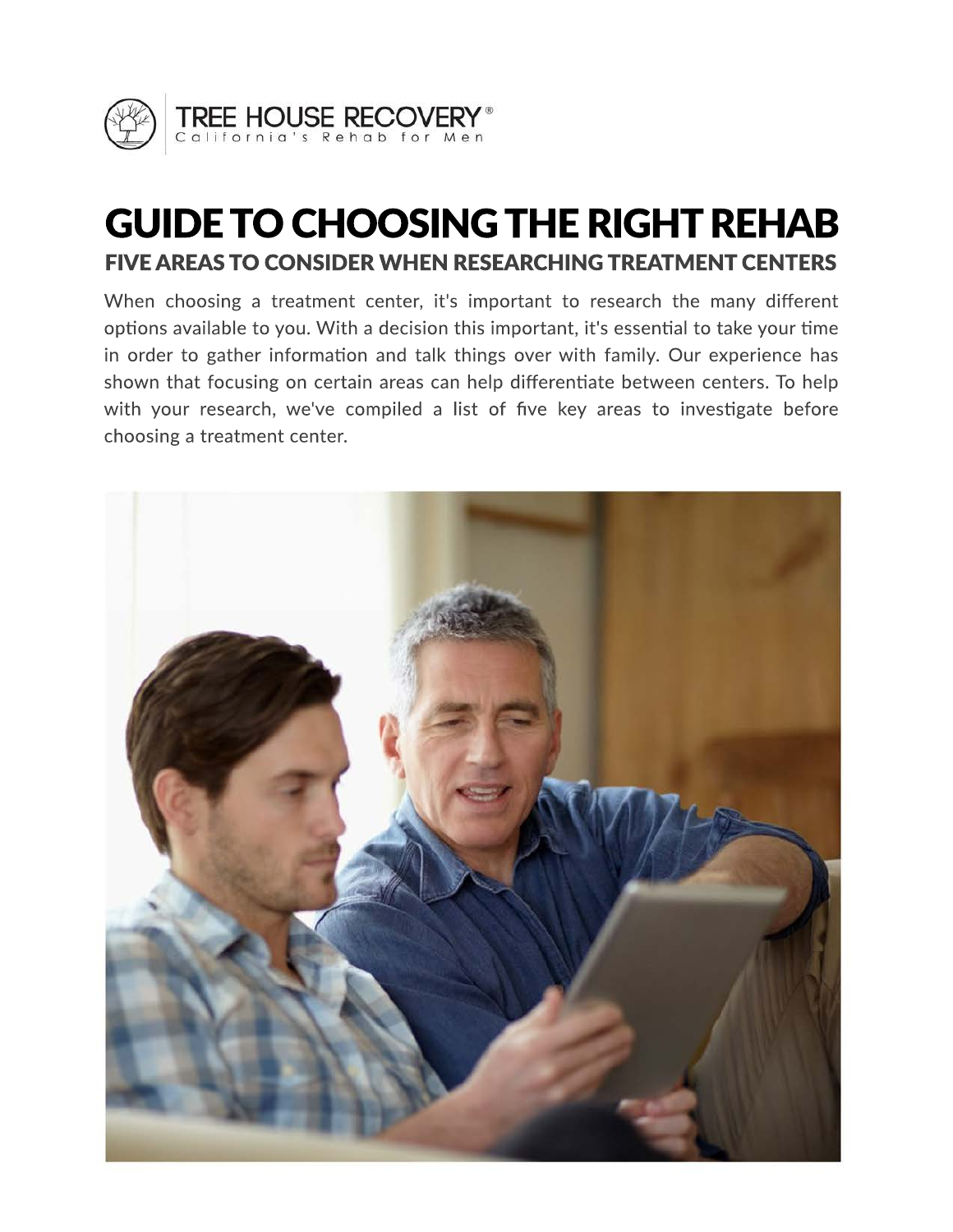TREE HOUSE RECOVERY®
California's Rehab for Men

# GUIDE TO CHOOSING THE RIGHT REHAB

## FIVE AREAS TO CONSIDER WHEN RESEARCHING TREATMENT CENTERS

When choosing a treatment center, it's important to research the many different options available to you. With a decision this important, it's essential to take your time in order to gather information and talk things over with family. Our experience has shown that focusing on certain areas can help differentiate between centers. To help with your research, we've compiled a list of five key areas to investigate before choosing a treatment center.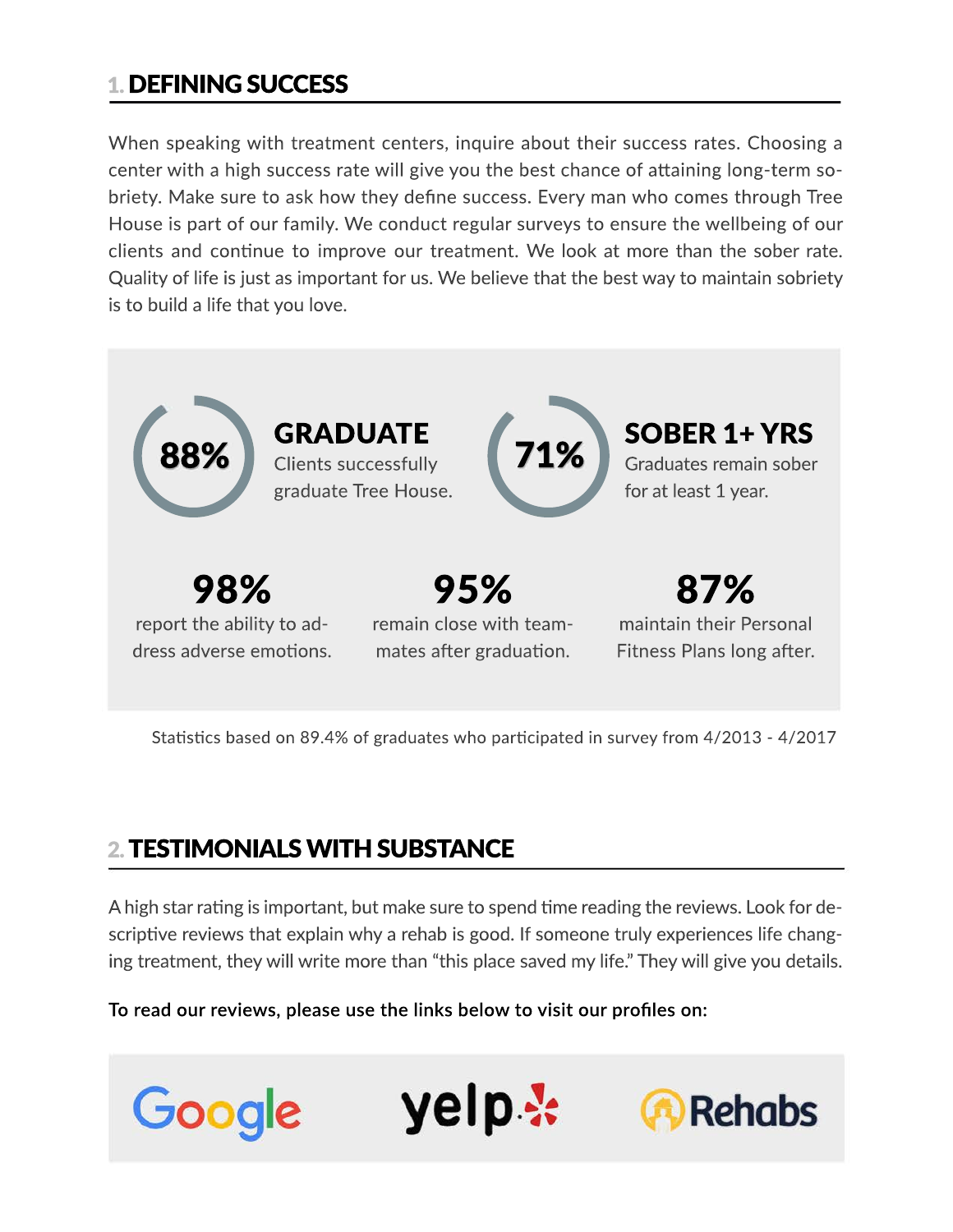## 1. DEFINING SUCCESS

When speaking with treatment centers, inquire about their success rates. Choosing a center with a high success rate will give you the best chance of attaining long-term sobriety. Make sure to ask how they define success. Every man who comes through Tree House is part of our family. We conduct regular surveys to ensure the wellbeing of our clients and continue to improve our treatment. We look at more than the sober rate. Quality of life is just as important for us. We believe that the best way to maintain sobriety is to build a life that you love.

**88%** — **GRADUATE**
Clients successfully graduate Tree House.

**71%** — **SOBER 1+ YRS**
Graduates remain sober for at least 1 year.

**98%**
report the ability to address adverse emotions.

**95%**
remain close with teammates after graduation.

**87%**
maintain their Personal Fitness Plans long after.

Statistics based on 89.4% of graduates who participated in survey from 4/2013 - 4/2017

## 2. TESTIMONIALS WITH SUBSTANCE

A high star rating is important, but make sure to spend time reading the reviews. Look for descriptive reviews that explain why a rehab is good. If someone truly experiences life changing treatment, they will write more than "this place saved my life." They will give you details.

**To read our reviews, please use the links below to visit our profiles on:**

Google — yelp — Rehabs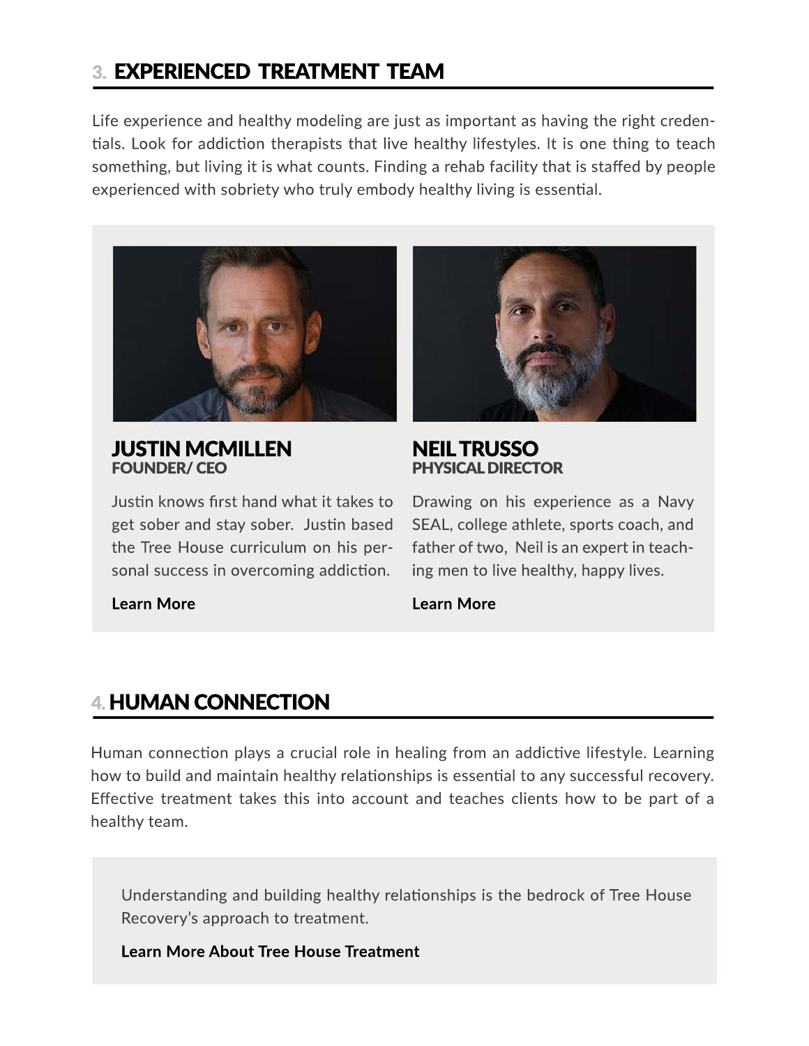## 3. EXPERIENCED TREATMENT TEAM

Life experience and healthy modeling are just as important as having the right credentials. Look for addiction therapists that live healthy lifestyles. It is one thing to teach something, but living it is what counts. Finding a rehab facility that is staffed by people experienced with sobriety who truly embody healthy living is essential.

### JUSTIN MCMILLEN
**FOUNDER/ CEO**

Justin knows first hand what it takes to get sober and stay sober. Justin based the Tree House curriculum on his personal success in overcoming addiction.

**Learn More**

### NEIL TRUSSO
**PHYSICAL DIRECTOR**

Drawing on his experience as a Navy SEAL, college athlete, sports coach, and father of two, Neil is an expert in teaching men to live healthy, happy lives.

**Learn More**

## 4. HUMAN CONNECTION

Human connection plays a crucial role in healing from an addictive lifestyle. Learning how to build and maintain healthy relationships is essential to any successful recovery. Effective treatment takes this into account and teaches clients how to be part of a healthy team.

Understanding and building healthy relationships is the bedrock of Tree House Recovery's approach to treatment.

**Learn More About Tree House Treatment**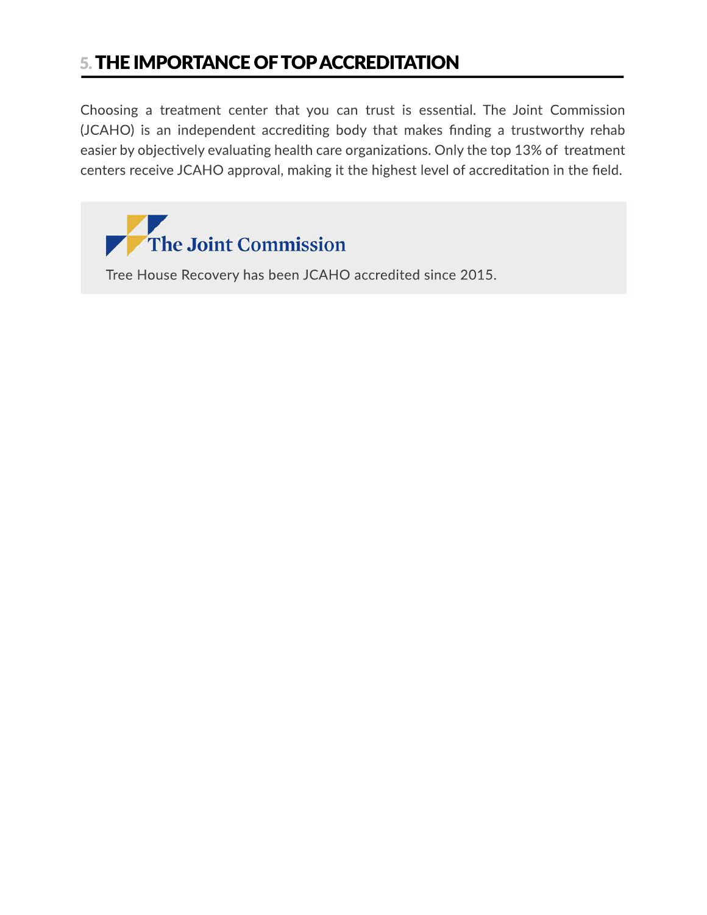## 5. THE IMPORTANCE OF TOP ACCREDITATION

Choosing a treatment center that you can trust is essential. The Joint Commission (JCAHO) is an independent accrediting body that makes finding a trustworthy rehab easier by objectively evaluating health care organizations. Only the top 13% of treatment centers receive JCAHO approval, making it the highest level of accreditation in the field.

The Joint Commission

Tree House Recovery has been JCAHO accredited since 2015.